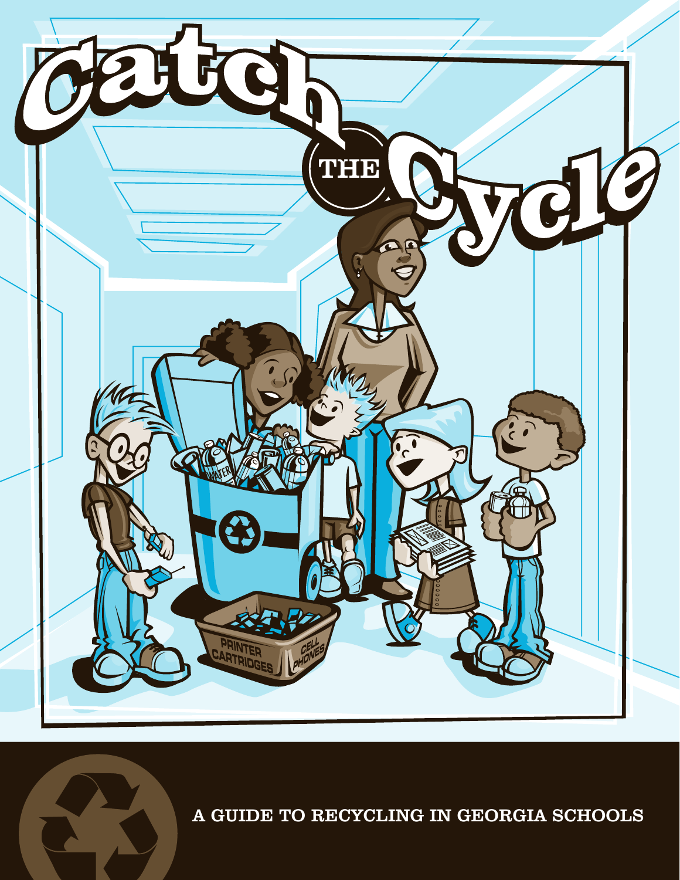# Catch THE Cycle

A GUIDE TO RECYCLING IN GEORGIA SCHOOLS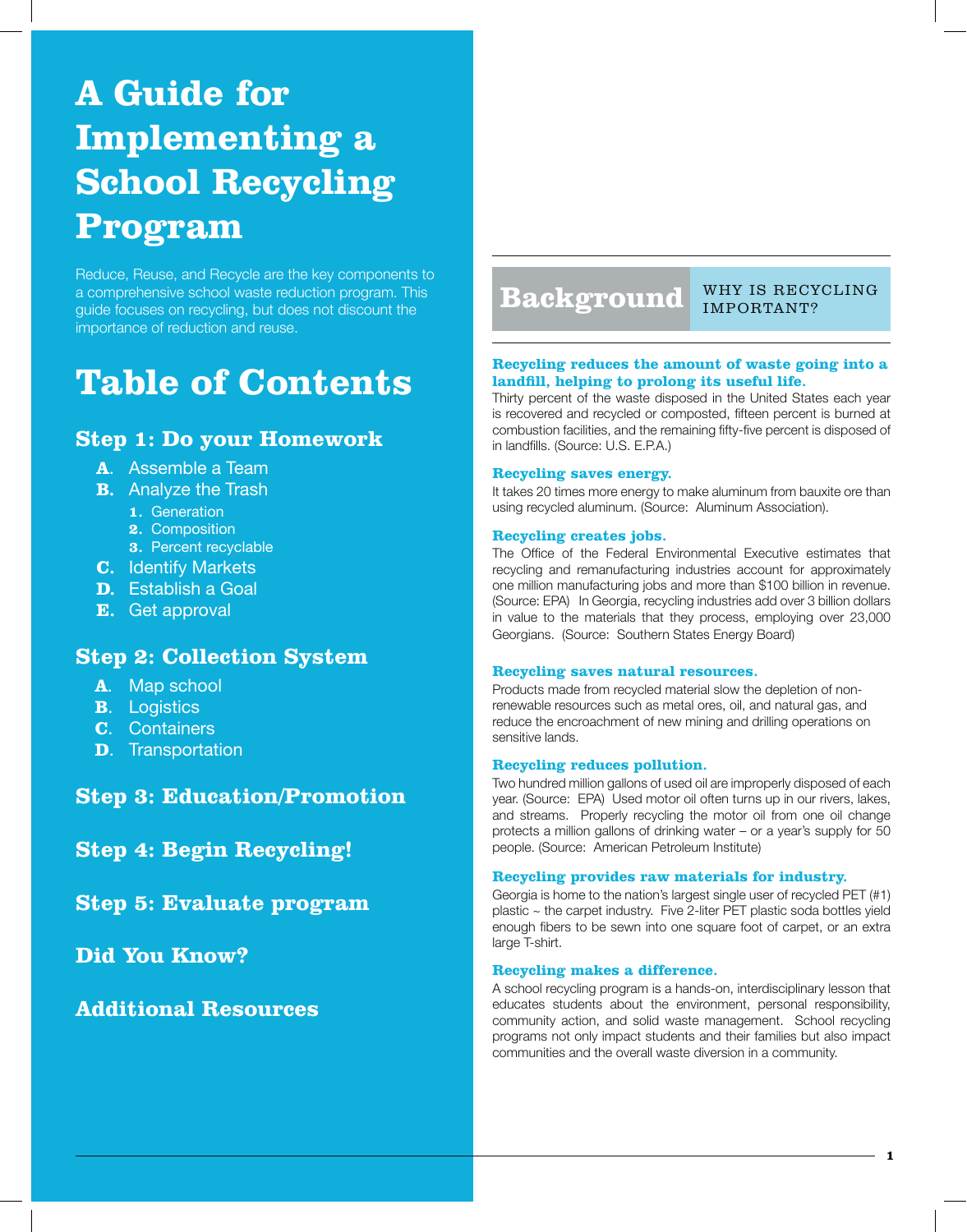# A Guide for Implementing a School Recycling Program

Reduce, Reuse, and Recycle are the key components to a comprehensive school waste reduction program. This guide focuses on recycling, but does not discount the importance of reduction and reuse.

## Table of Contents

### Step 1: Do your Homework

- **A**. Assemble a Team
- **B.** Analyze the Trash
  - **1.** Generation
  - **2.** Composition
  - **3.** Percent recyclable
- **C.** Identify Markets
- **D.** Establish a Goal
- **E.** Get approval

### Step 2: Collection System

- **A**. Map school
- **B**. Logistics
- **C**. Containers
- **D**. Transportation

### Step 3: Education/Promotion

### Step 4: Begin Recycling!

### Step 5: Evaluate program

### Did You Know?

### Additional Resources

## Background — WHY IS RECYCLING IMPORTANT?

**Recycling reduces the amount of waste going into a landfill, helping to prolong its useful life.**
Thirty percent of the waste disposed in the United States each year is recovered and recycled or composted, fifteen percent is burned at combustion facilities, and the remaining fifty-five percent is disposed of in landfills. (Source: U.S. E.P.A.)

**Recycling saves energy.**
It takes 20 times more energy to make aluminum from bauxite ore than using recycled aluminum. (Source: Aluminum Association).

**Recycling creates jobs.**
The Office of the Federal Environmental Executive estimates that recycling and remanufacturing industries account for approximately one million manufacturing jobs and more than $100 billion in revenue. (Source: EPA) In Georgia, recycling industries add over 3 billion dollars in value to the materials that they process, employing over 23,000 Georgians. (Source: Southern States Energy Board)

**Recycling saves natural resources.**
Products made from recycled material slow the depletion of non-renewable resources such as metal ores, oil, and natural gas, and reduce the encroachment of new mining and drilling operations on sensitive lands.

**Recycling reduces pollution.**
Two hundred million gallons of used oil are improperly disposed of each year. (Source: EPA) Used motor oil often turns up in our rivers, lakes, and streams. Properly recycling the motor oil from one oil change protects a million gallons of drinking water – or a year's supply for 50 people. (Source: American Petroleum Institute)

**Recycling provides raw materials for industry.**
Georgia is home to the nation's largest single user of recycled PET (#1) plastic ~ the carpet industry. Five 2-liter PET plastic soda bottles yield enough fibers to be sewn into one square foot of carpet, or an extra large T-shirt.

**Recycling makes a difference.**
A school recycling program is a hands-on, interdisciplinary lesson that educates students about the environment, personal responsibility, community action, and solid waste management. School recycling programs not only impact students and their families but also impact communities and the overall waste diversion in a community.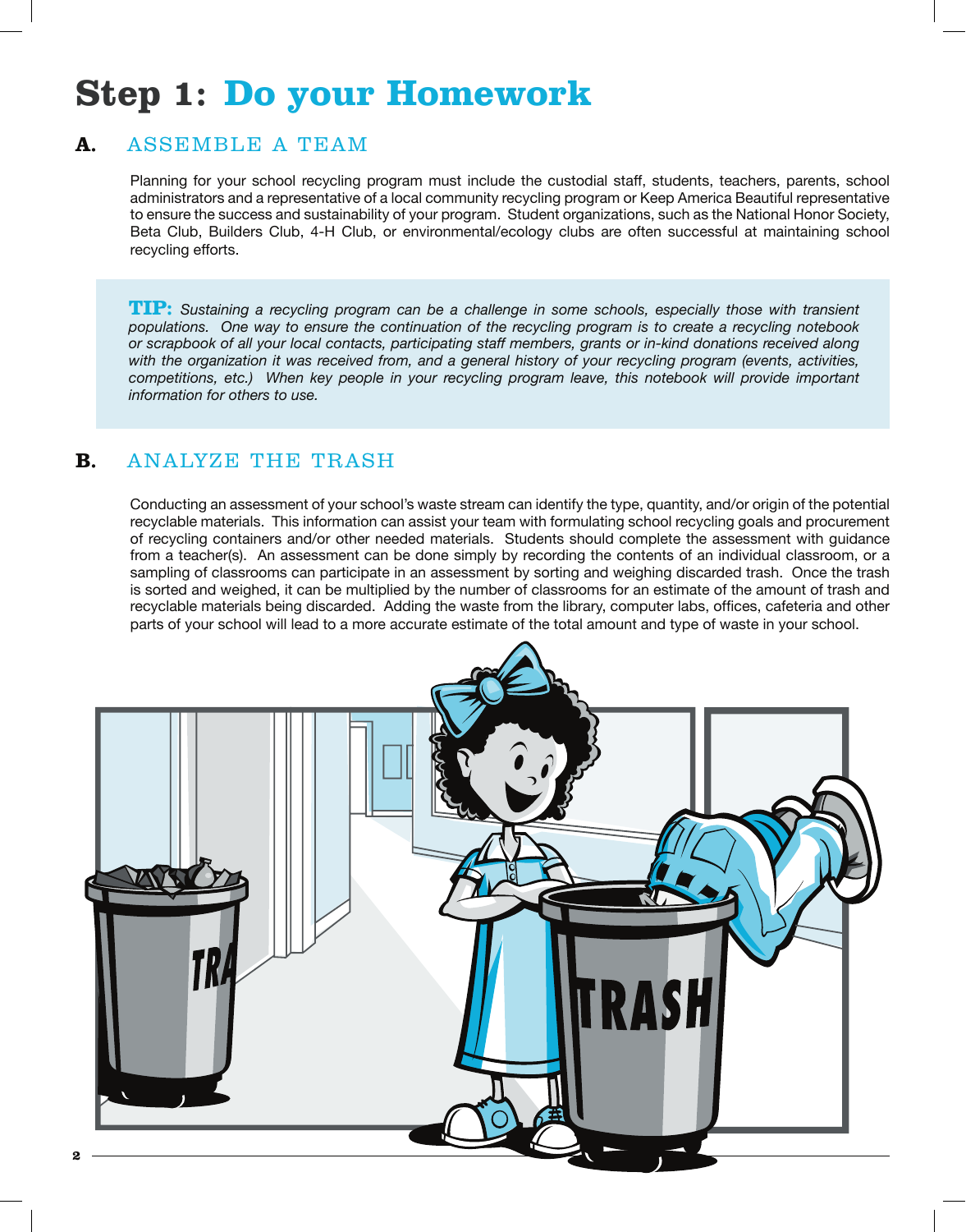# Step 1: Do your Homework

## A. ASSEMBLE A TEAM

Planning for your school recycling program must include the custodial staff, students, teachers, parents, school administrators and a representative of a local community recycling program or Keep America Beautiful representative to ensure the success and sustainability of your program. Student organizations, such as the National Honor Society, Beta Club, Builders Club, 4-H Club, or environmental/ecology clubs are often successful at maintaining school recycling efforts.

> **TIP:** *Sustaining a recycling program can be a challenge in some schools, especially those with transient populations. One way to ensure the continuation of the recycling program is to create a recycling notebook or scrapbook of all your local contacts, participating staff members, grants or in-kind donations received along with the organization it was received from, and a general history of your recycling program (events, activities, competitions, etc.) When key people in your recycling program leave, this notebook will provide important information for others to use.*

## B. ANALYZE THE TRASH

Conducting an assessment of your school's waste stream can identify the type, quantity, and/or origin of the potential recyclable materials. This information can assist your team with formulating school recycling goals and procurement of recycling containers and/or other needed materials. Students should complete the assessment with guidance from a teacher(s). An assessment can be done simply by recording the contents of an individual classroom, or a sampling of classrooms can participate in an assessment by sorting and weighing discarded trash. Once the trash is sorted and weighed, it can be multiplied by the number of classrooms for an estimate of the amount of trash and recyclable materials being discarded. Adding the waste from the library, computer labs, offices, cafeteria and other parts of your school will lead to a more accurate estimate of the total amount and type of waste in your school.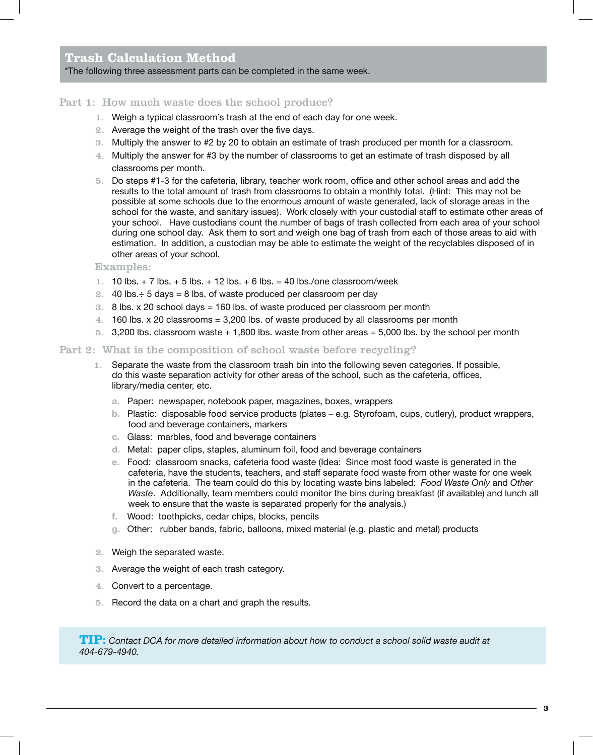## Trash Calculation Method

*The following three assessment parts can be completed in the same week.

### Part 1: How much waste does the school produce?

1. Weigh a typical classroom's trash at the end of each day for one week.
2. Average the weight of the trash over the five days.
3. Multiply the answer to #2 by 20 to obtain an estimate of trash produced per month for a classroom.
4. Multiply the answer for #3 by the number of classrooms to get an estimate of trash disposed by all classrooms per month.
5. Do steps #1-3 for the cafeteria, library, teacher work room, office and other school areas and add the results to the total amount of trash from classrooms to obtain a monthly total. (Hint: This may not be possible at some schools due to the enormous amount of waste generated, lack of storage areas in the school for the waste, and sanitary issues). Work closely with your custodial staff to estimate other areas of your school. Have custodians count the number of bags of trash collected from each area of your school during one school day. Ask them to sort and weigh one bag of trash from each of those areas to aid with estimation. In addition, a custodian may be able to estimate the weight of the recyclables disposed of in other areas of your school.

**Examples:**

1. 10 lbs. + 7 lbs. + 5 lbs. + 12 lbs. + 6 lbs. = 40 lbs./one classroom/week
2. 40 lbs.÷ 5 days = 8 lbs. of waste produced per classroom per day
3. 8 lbs. x 20 school days = 160 lbs. of waste produced per classroom per month
4. 160 lbs. x 20 classrooms = 3,200 lbs. of waste produced by all classrooms per month
5. 3,200 lbs. classroom waste + 1,800 lbs. waste from other areas = 5,000 lbs. by the school per month

### Part 2: What is the composition of school waste before recycling?

1. Separate the waste from the classroom trash bin into the following seven categories. If possible, do this waste separation activity for other areas of the school, such as the cafeteria, offices, library/media center, etc.
   a. Paper: newspaper, notebook paper, magazines, boxes, wrappers
   b. Plastic: disposable food service products (plates – e.g. Styrofoam, cups, cutlery), product wrappers, food and beverage containers, markers
   c. Glass: marbles, food and beverage containers
   d. Metal: paper clips, staples, aluminum foil, food and beverage containers
   e. Food: classroom snacks, cafeteria food waste (Idea: Since most food waste is generated in the cafeteria, have the students, teachers, and staff separate food waste from other waste for one week in the cafeteria. The team could do this by locating waste bins labeled: *Food Waste Only* and *Other Waste*. Additionally, team members could monitor the bins during breakfast (if available) and lunch all week to ensure that the waste is separated properly for the analysis.)
   f. Wood: toothpicks, cedar chips, blocks, pencils
   g. Other: rubber bands, fabric, balloons, mixed material (e.g. plastic and metal) products
2. Weigh the separated waste.
3. Average the weight of each trash category.
4. Convert to a percentage.
5. Record the data on a chart and graph the results.

**TIP:** *Contact DCA for more detailed information about how to conduct a school solid waste audit at 404-679-4940.*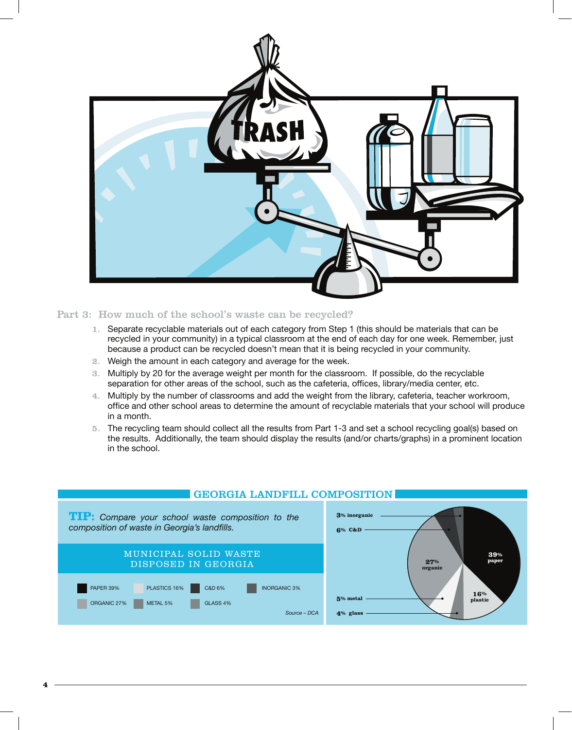## Part 3: How much of the school's waste can be recycled?

1. Separate recyclable materials out of each category from Step 1 (this should be materials that can be recycled in your community) in a typical classroom at the end of each day for one week. Remember, just because a product can be recycled doesn't mean that it is being recycled in your community.
2. Weigh the amount in each category and average for the week.
3. Multiply by 20 for the average weight per month for the classroom. If possible, do the recyclable separation for other areas of the school, such as the cafeteria, offices, library/media center, etc.
4. Multiply by the number of classrooms and add the weight from the library, cafeteria, teacher workroom, office and other school areas to determine the amount of recyclable materials that your school will produce in a month.
5. The recycling team should collect all the results from Part 1-3 and set a school recycling goal(s) based on the results. Additionally, the team should display the results (and/or charts/graphs) in a prominent location in the school.

## GEORGIA LANDFILL COMPOSITION

**TIP:** *Compare your school waste composition to the composition of waste in Georgia's landfills.*

### MUNICIPAL SOLID WASTE DISPOSED IN GEORGIA

| Category | Percent |
| --- | --- |
| PAPER | 39% |
| PLASTICS | 16% |
| C&D | 6% |
| INORGANIC | 3% |
| ORGANIC | 27% |
| METAL | 5% |
| GLASS | 4% |

*Source – DCA*

3% inorganic
6% C&D
39% paper
27% organic
16% plastic
5% metal
4% glass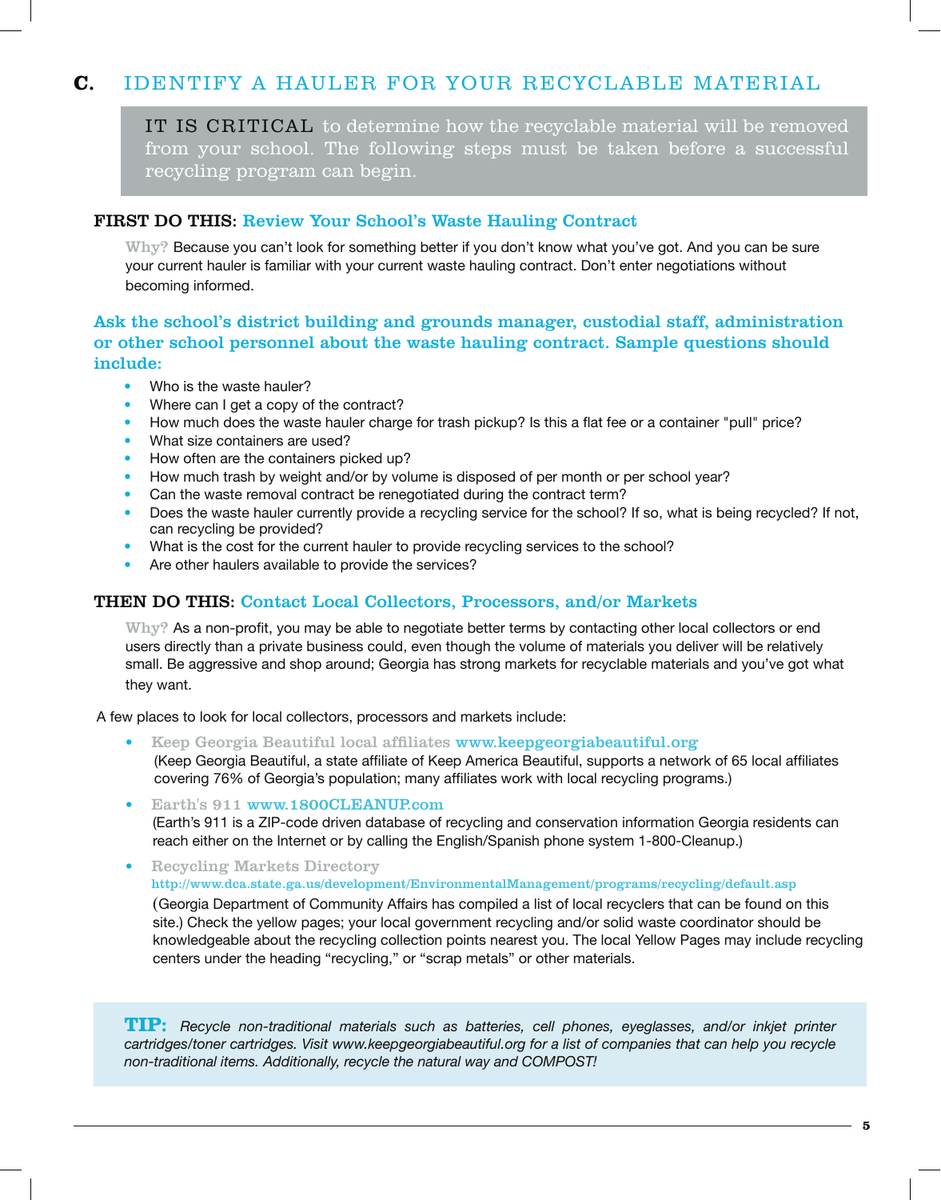## C. IDENTIFY A HAULER FOR YOUR RECYCLABLE MATERIAL

IT IS CRITICAL to determine how the recyclable material will be removed from your school. The following steps must be taken before a successful recycling program can begin.

### FIRST DO THIS: Review Your School's Waste Hauling Contract

Why? Because you can't look for something better if you don't know what you've got. And you can be sure your current hauler is familiar with your current waste hauling contract. Don't enter negotiations without becoming informed.

**Ask the school's district building and grounds manager, custodial staff, administration or other school personnel about the waste hauling contract. Sample questions should include:**

- Who is the waste hauler?
- Where can I get a copy of the contract?
- How much does the waste hauler charge for trash pickup? Is this a flat fee or a container "pull" price?
- What size containers are used?
- How often are the containers picked up?
- How much trash by weight and/or by volume is disposed of per month or per school year?
- Can the waste removal contract be renegotiated during the contract term?
- Does the waste hauler currently provide a recycling service for the school? If so, what is being recycled? If not, can recycling be provided?
- What is the cost for the current hauler to provide recycling services to the school?
- Are other haulers available to provide the services?

### THEN DO THIS: Contact Local Collectors, Processors, and/or Markets

Why? As a non-profit, you may be able to negotiate better terms by contacting other local collectors or end users directly than a private business could, even though the volume of materials you deliver will be relatively small. Be aggressive and shop around; Georgia has strong markets for recyclable materials and you've got what they want.

A few places to look for local collectors, processors and markets include:

- **Keep Georgia Beautiful local affiliates** www.keepgeorgiabeautiful.org
  (Keep Georgia Beautiful, a state affiliate of Keep America Beautiful, supports a network of 65 local affiliates covering 76% of Georgia's population; many affiliates work with local recycling programs.)
- **Earth's 911** www.1800CLEANUP.com
  (Earth's 911 is a ZIP-code driven database of recycling and conservation information Georgia residents can reach either on the Internet or by calling the English/Spanish phone system 1-800-Cleanup.)
- **Recycling Markets Directory**
  http://www.dca.state.ga.us/development/EnvironmentalManagement/programs/recycling/default.asp
  (Georgia Department of Community Affairs has compiled a list of local recyclers that can be found on this site.) Check the yellow pages; your local government recycling and/or solid waste coordinator should be knowledgeable about the recycling collection points nearest you. The local Yellow Pages may include recycling centers under the heading "recycling," or "scrap metals" or other materials.

**TIP:** *Recycle non-traditional materials such as batteries, cell phones, eyeglasses, and/or inkjet printer cartridges/toner cartridges. Visit www.keepgeorgiabeautiful.org for a list of companies that can help you recycle non-traditional items. Additionally, recycle the natural way and COMPOST!*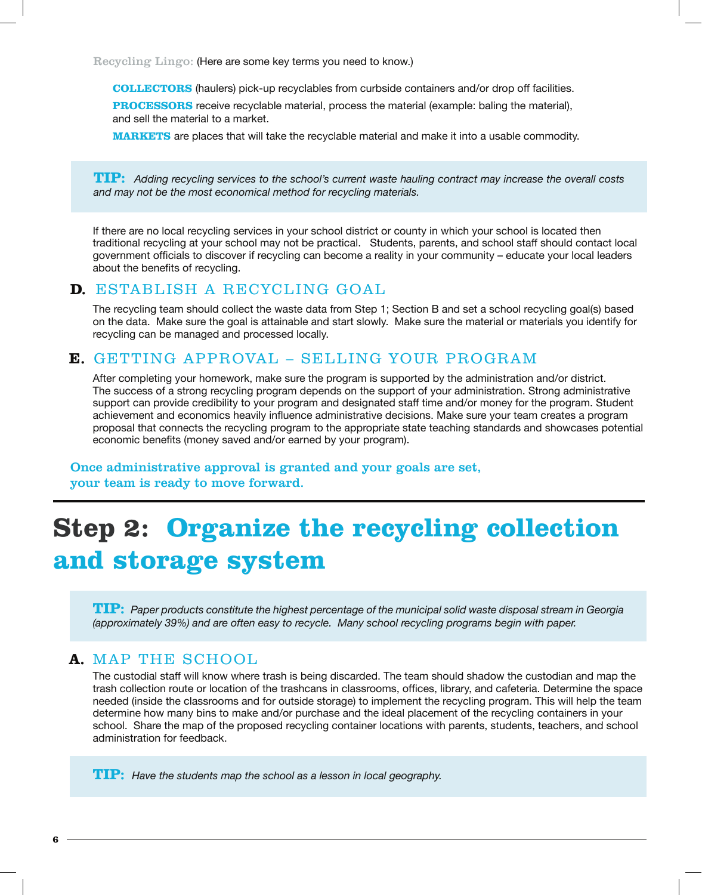Recycling Lingo: (Here are some key terms you need to know.)

**COLLECTORS** (haulers) pick-up recyclables from curbside containers and/or drop off facilities.

**PROCESSORS** receive recyclable material, process the material (example: baling the material), and sell the material to a market.

**MARKETS** are places that will take the recyclable material and make it into a usable commodity.

> **TIP:** *Adding recycling services to the school's current waste hauling contract may increase the overall costs and may not be the most economical method for recycling materials.*

If there are no local recycling services in your school district or county in which your school is located then traditional recycling at your school may not be practical. Students, parents, and school staff should contact local government officials to discover if recycling can become a reality in your community – educate your local leaders about the benefits of recycling.

### D. ESTABLISH A RECYCLING GOAL

The recycling team should collect the waste data from Step 1; Section B and set a school recycling goal(s) based on the data. Make sure the goal is attainable and start slowly. Make sure the material or materials you identify for recycling can be managed and processed locally.

### E. GETTING APPROVAL – SELLING YOUR PROGRAM

After completing your homework, make sure the program is supported by the administration and/or district. The success of a strong recycling program depends on the support of your administration. Strong administrative support can provide credibility to your program and designated staff time and/or money for the program. Student achievement and economics heavily influence administrative decisions. Make sure your team creates a program proposal that connects the recycling program to the appropriate state teaching standards and showcases potential economic benefits (money saved and/or earned by your program).

**Once administrative approval is granted and your goals are set, your team is ready to move forward.**

## Step 2: Organize the recycling collection and storage system

> **TIP:** *Paper products constitute the highest percentage of the municipal solid waste disposal stream in Georgia (approximately 39%) and are often easy to recycle. Many school recycling programs begin with paper.*

### A. MAP THE SCHOOL

The custodial staff will know where trash is being discarded. The team should shadow the custodian and map the trash collection route or location of the trashcans in classrooms, offices, library, and cafeteria. Determine the space needed (inside the classrooms and for outside storage) to implement the recycling program. This will help the team determine how many bins to make and/or purchase and the ideal placement of the recycling containers in your school. Share the map of the proposed recycling container locations with parents, students, teachers, and school administration for feedback.

> **TIP:** *Have the students map the school as a lesson in local geography.*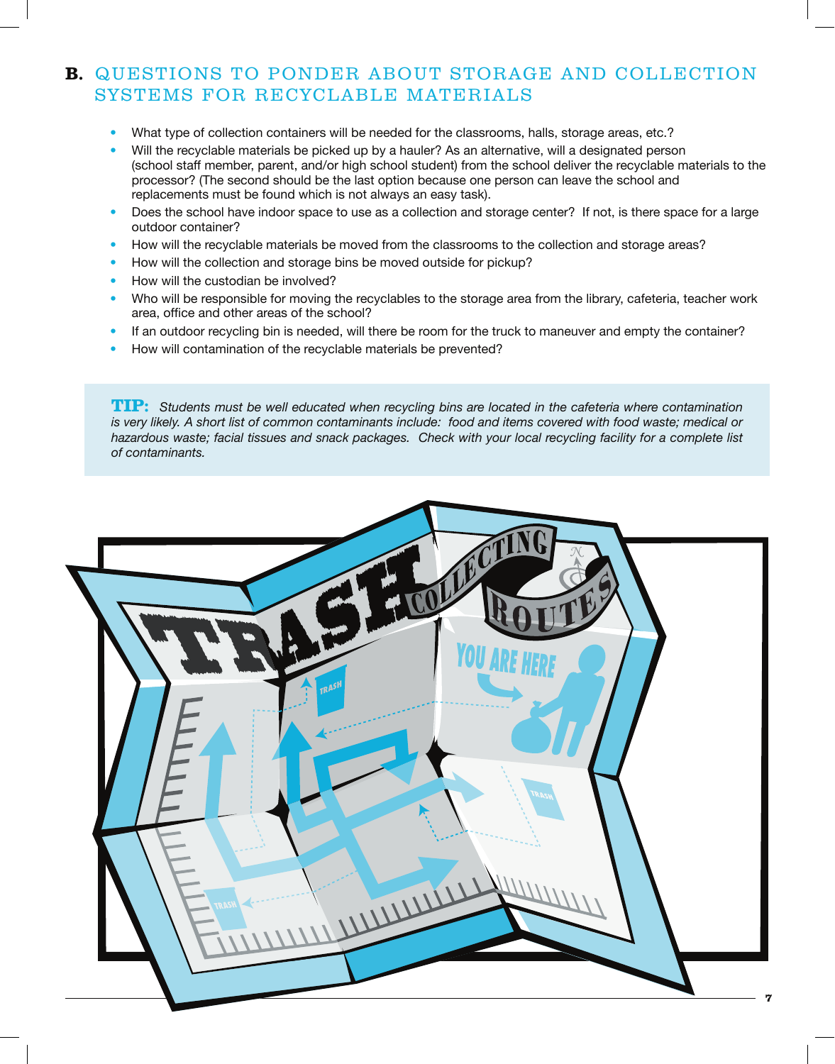## B. QUESTIONS TO PONDER ABOUT STORAGE AND COLLECTION SYSTEMS FOR RECYCLABLE MATERIALS

- What type of collection containers will be needed for the classrooms, halls, storage areas, etc.?
- Will the recyclable materials be picked up by a hauler? As an alternative, will a designated person (school staff member, parent, and/or high school student) from the school deliver the recyclable materials to the processor? (The second should be the last option because one person can leave the school and replacements must be found which is not always an easy task).
- Does the school have indoor space to use as a collection and storage center? If not, is there space for a large outdoor container?
- How will the recyclable materials be moved from the classrooms to the collection and storage areas?
- How will the collection and storage bins be moved outside for pickup?
- How will the custodian be involved?
- Who will be responsible for moving the recyclables to the storage area from the library, cafeteria, teacher work area, office and other areas of the school?
- If an outdoor recycling bin is needed, will there be room for the truck to maneuver and empty the container?
- How will contamination of the recyclable materials be prevented?

**TIP:** *Students must be well educated when recycling bins are located in the cafeteria where contamination is very likely. A short list of common contaminants include: food and items covered with food waste; medical or hazardous waste; facial tissues and snack packages. Check with your local recycling facility for a complete list of contaminants.*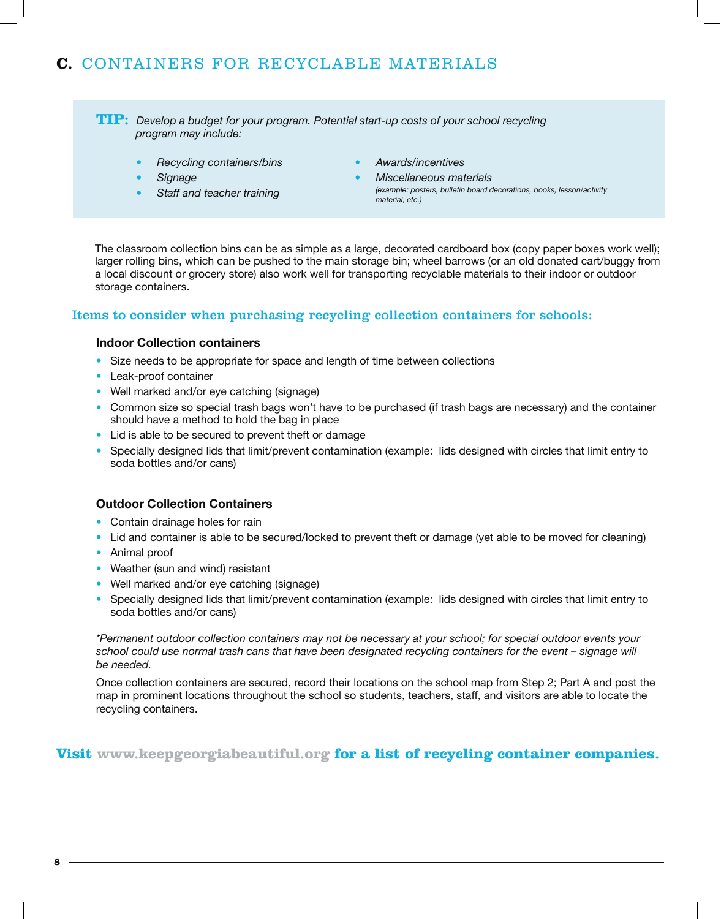## C. CONTAINERS FOR RECYCLABLE MATERIALS

**TIP:** *Develop a budget for your program. Potential start-up costs of your school recycling program may include:*

- *Recycling containers/bins*
- *Signage*
- *Staff and teacher training*
- *Awards/incentives*
- *Miscellaneous materials*
  *(example: posters, bulletin board decorations, books, lesson/activity material, etc.)*

The classroom collection bins can be as simple as a large, decorated cardboard box (copy paper boxes work well); larger rolling bins, which can be pushed to the main storage bin; wheel barrows (or an old donated cart/buggy from a local discount or grocery store) also work well for transporting recyclable materials to their indoor or outdoor storage containers.

### Items to consider when purchasing recycling collection containers for schools:

**Indoor Collection containers**

- Size needs to be appropriate for space and length of time between collections
- Leak-proof container
- Well marked and/or eye catching (signage)
- Common size so special trash bags won't have to be purchased (if trash bags are necessary) and the container should have a method to hold the bag in place
- Lid is able to be secured to prevent theft or damage
- Specially designed lids that limit/prevent contamination (example: lids designed with circles that limit entry to soda bottles and/or cans)

**Outdoor Collection Containers**

- Contain drainage holes for rain
- Lid and container is able to be secured/locked to prevent theft or damage (yet able to be moved for cleaning)
- Animal proof
- Weather (sun and wind) resistant
- Well marked and/or eye catching (signage)
- Specially designed lids that limit/prevent contamination (example: lids designed with circles that limit entry to soda bottles and/or cans)

*\*Permanent outdoor collection containers may not be necessary at your school; for special outdoor events your school could use normal trash cans that have been designated recycling containers for the event – signage will be needed.*

Once collection containers are secured, record their locations on the school map from Step 2; Part A and post the map in prominent locations throughout the school so students, teachers, staff, and visitors are able to locate the recycling containers.

**Visit www.keepgeorgiabeautiful.org for a list of recycling container companies.**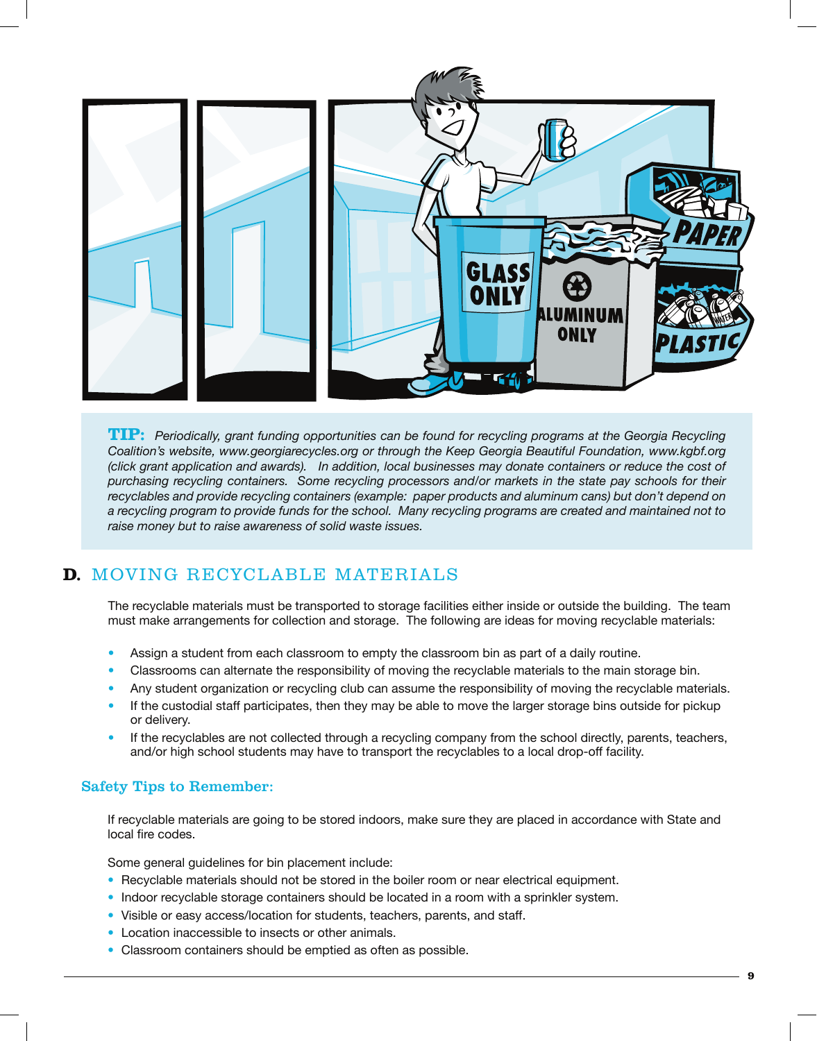**TIP:** *Periodically, grant funding opportunities can be found for recycling programs at the Georgia Recycling Coalition's website, www.georgiarecycles.org or through the Keep Georgia Beautiful Foundation, www.kgbf.org (click grant application and awards). In addition, local businesses may donate containers or reduce the cost of purchasing recycling containers. Some recycling processors and/or markets in the state pay schools for their recyclables and provide recycling containers (example: paper products and aluminum cans) but don't depend on a recycling program to provide funds for the school. Many recycling programs are created and maintained not to raise money but to raise awareness of solid waste issues.*

## D. MOVING RECYCLABLE MATERIALS

The recyclable materials must be transported to storage facilities either inside or outside the building. The team must make arrangements for collection and storage. The following are ideas for moving recyclable materials:

- Assign a student from each classroom to empty the classroom bin as part of a daily routine.
- Classrooms can alternate the responsibility of moving the recyclable materials to the main storage bin.
- Any student organization or recycling club can assume the responsibility of moving the recyclable materials.
- If the custodial staff participates, then they may be able to move the larger storage bins outside for pickup or delivery.
- If the recyclables are not collected through a recycling company from the school directly, parents, teachers, and/or high school students may have to transport the recyclables to a local drop-off facility.

### Safety Tips to Remember:

If recyclable materials are going to be stored indoors, make sure they are placed in accordance with State and local fire codes.

Some general guidelines for bin placement include:

- Recyclable materials should not be stored in the boiler room or near electrical equipment.
- Indoor recyclable storage containers should be located in a room with a sprinkler system.
- Visible or easy access/location for students, teachers, parents, and staff.
- Location inaccessible to insects or other animals.
- Classroom containers should be emptied as often as possible.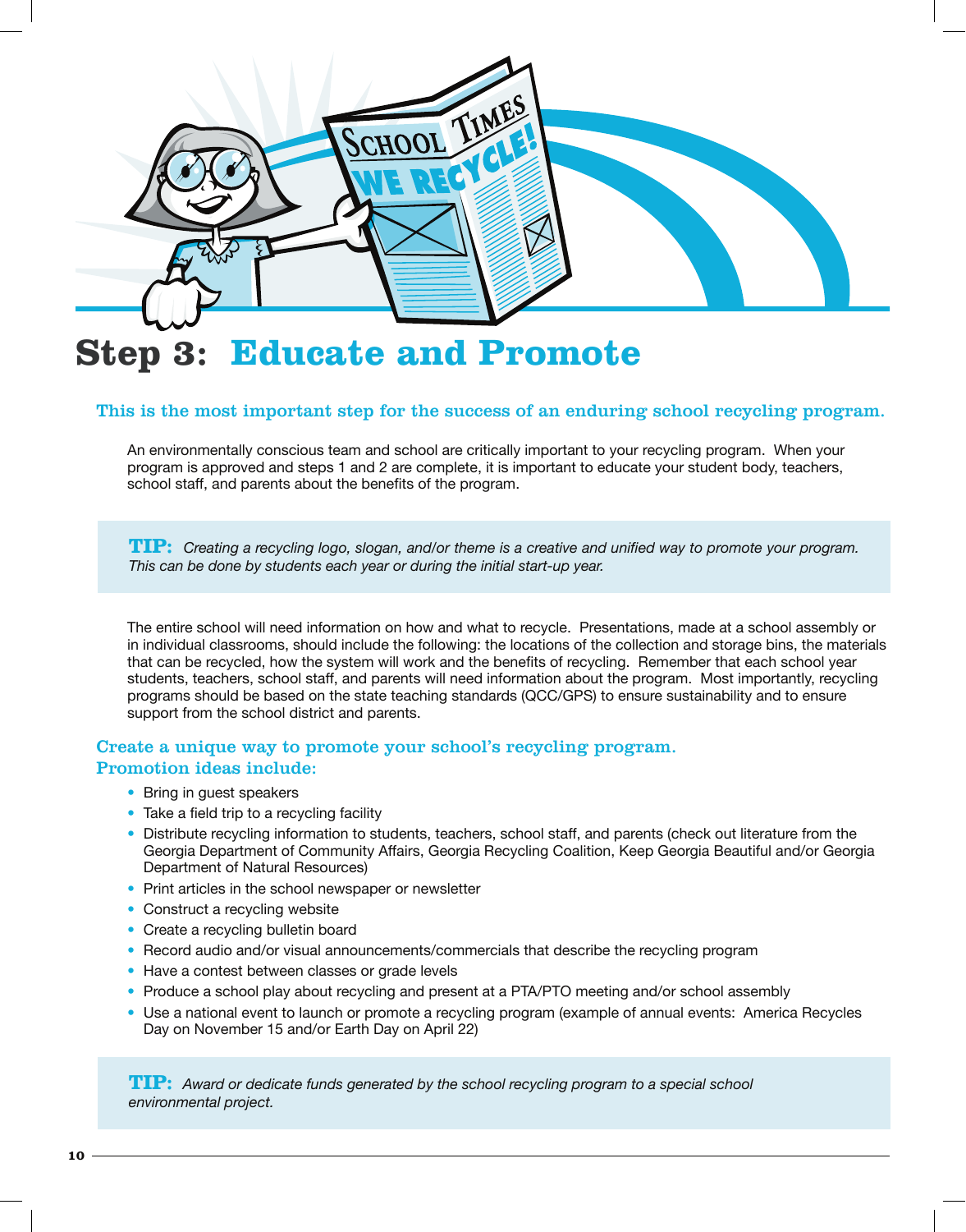# Step 3: Educate and Promote

### This is the most important step for the success of an enduring school recycling program.

An environmentally conscious team and school are critically important to your recycling program. When your program is approved and steps 1 and 2 are complete, it is important to educate your student body, teachers, school staff, and parents about the benefits of the program.

> **TIP:** *Creating a recycling logo, slogan, and/or theme is a creative and unified way to promote your program. This can be done by students each year or during the initial start-up year.*

The entire school will need information on how and what to recycle. Presentations, made at a school assembly or in individual classrooms, should include the following: the locations of the collection and storage bins, the materials that can be recycled, how the system will work and the benefits of recycling. Remember that each school year students, teachers, school staff, and parents will need information about the program. Most importantly, recycling programs should be based on the state teaching standards (QCC/GPS) to ensure sustainability and to ensure support from the school district and parents.

### Create a unique way to promote your school's recycling program. Promotion ideas include:

- Bring in guest speakers
- Take a field trip to a recycling facility
- Distribute recycling information to students, teachers, school staff, and parents (check out literature from the Georgia Department of Community Affairs, Georgia Recycling Coalition, Keep Georgia Beautiful and/or Georgia Department of Natural Resources)
- Print articles in the school newspaper or newsletter
- Construct a recycling website
- Create a recycling bulletin board
- Record audio and/or visual announcements/commercials that describe the recycling program
- Have a contest between classes or grade levels
- Produce a school play about recycling and present at a PTA/PTO meeting and/or school assembly
- Use a national event to launch or promote a recycling program (example of annual events: America Recycles Day on November 15 and/or Earth Day on April 22)

> **TIP:** *Award or dedicate funds generated by the school recycling program to a special school environmental project.*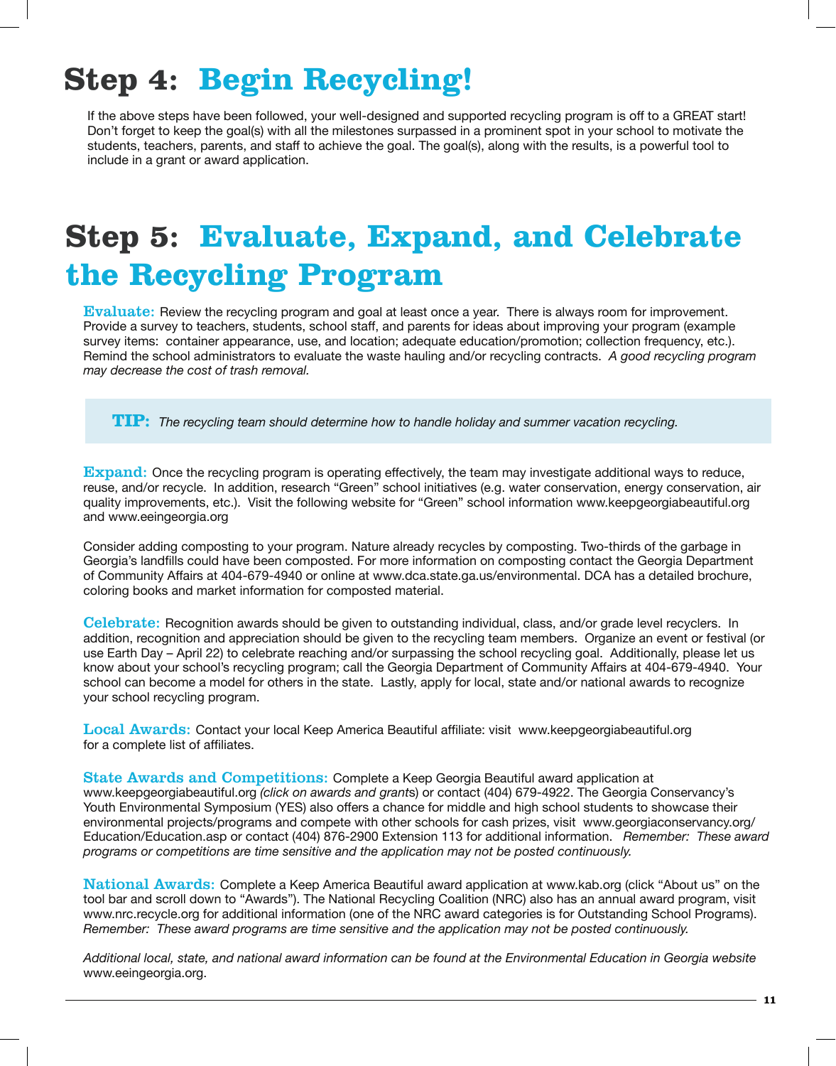# Step 4: Begin Recycling!

If the above steps have been followed, your well-designed and supported recycling program is off to a GREAT start! Don't forget to keep the goal(s) with all the milestones surpassed in a prominent spot in your school to motivate the students, teachers, parents, and staff to achieve the goal. The goal(s), along with the results, is a powerful tool to include in a grant or award application.

# Step 5: Evaluate, Expand, and Celebrate the Recycling Program

**Evaluate:** Review the recycling program and goal at least once a year. There is always room for improvement. Provide a survey to teachers, students, school staff, and parents for ideas about improving your program (example survey items: container appearance, use, and location; adequate education/promotion; collection frequency, etc.). Remind the school administrators to evaluate the waste hauling and/or recycling contracts. *A good recycling program may decrease the cost of trash removal.*

> **TIP:** *The recycling team should determine how to handle holiday and summer vacation recycling.*

**Expand:** Once the recycling program is operating effectively, the team may investigate additional ways to reduce, reuse, and/or recycle. In addition, research "Green" school initiatives (e.g. water conservation, energy conservation, air quality improvements, etc.). Visit the following website for "Green" school information www.keepgeorgiabeautiful.org and www.eeingeorgia.org

Consider adding composting to your program. Nature already recycles by composting. Two-thirds of the garbage in Georgia's landfills could have been composted. For more information on composting contact the Georgia Department of Community Affairs at 404-679-4940 or online at www.dca.state.ga.us/environmental. DCA has a detailed brochure, coloring books and market information for composted material.

**Celebrate:** Recognition awards should be given to outstanding individual, class, and/or grade level recyclers. In addition, recognition and appreciation should be given to the recycling team members. Organize an event or festival (or use Earth Day – April 22) to celebrate reaching and/or surpassing the school recycling goal. Additionally, please let us know about your school's recycling program; call the Georgia Department of Community Affairs at 404-679-4940. Your school can become a model for others in the state. Lastly, apply for local, state and/or national awards to recognize your school recycling program.

**Local Awards:** Contact your local Keep America Beautiful affiliate: visit www.keepgeorgiabeautiful.org for a complete list of affiliates.

**State Awards and Competitions:** Complete a Keep Georgia Beautiful award application at www.keepgeorgiabeautiful.org *(click on awards and grants)* or contact (404) 679-4922. The Georgia Conservancy's Youth Environmental Symposium (YES) also offers a chance for middle and high school students to showcase their environmental projects/programs and compete with other schools for cash prizes, visit www.georgiaconservancy.org/Education/Education.asp or contact (404) 876-2900 Extension 113 for additional information. *Remember: These award programs or competitions are time sensitive and the application may not be posted continuously.*

**National Awards:** Complete a Keep America Beautiful award application at www.kab.org (click "About us" on the tool bar and scroll down to "Awards"). The National Recycling Coalition (NRC) also has an annual award program, visit www.nrc.recycle.org for additional information (one of the NRC award categories is for Outstanding School Programs). *Remember: These award programs are time sensitive and the application may not be posted continuously.*

*Additional local, state, and national award information can be found at the Environmental Education in Georgia website* www.eeingeorgia.org.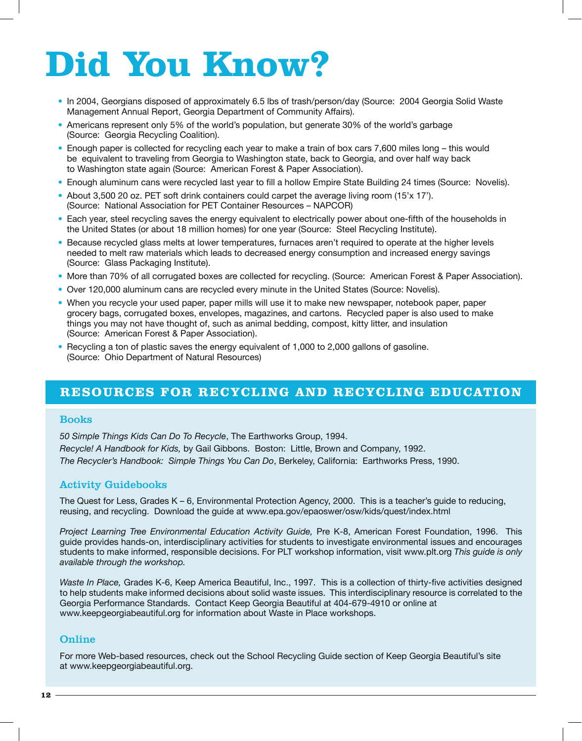# Did You Know?

- In 2004, Georgians disposed of approximately 6.5 lbs of trash/person/day (Source: 2004 Georgia Solid Waste Management Annual Report, Georgia Department of Community Affairs).
- Americans represent only 5% of the world's population, but generate 30% of the world's garbage (Source: Georgia Recycling Coalition).
- Enough paper is collected for recycling each year to make a train of box cars 7,600 miles long – this would be equivalent to traveling from Georgia to Washington state, back to Georgia, and over half way back to Washington state again (Source: American Forest & Paper Association).
- Enough aluminum cans were recycled last year to fill a hollow Empire State Building 24 times (Source: Novelis).
- About 3,500 20 oz. PET soft drink containers could carpet the average living room (15'x 17'). (Source: National Association for PET Container Resources – NAPCOR)
- Each year, steel recycling saves the energy equivalent to electrically power about one-fifth of the households in the United States (or about 18 million homes) for one year (Source: Steel Recycling Institute).
- Because recycled glass melts at lower temperatures, furnaces aren't required to operate at the higher levels needed to melt raw materials which leads to decreased energy consumption and increased energy savings (Source: Glass Packaging Institute).
- More than 70% of all corrugated boxes are collected for recycling. (Source: American Forest & Paper Association).
- Over 120,000 aluminum cans are recycled every minute in the United States (Source: Novelis).
- When you recycle your used paper, paper mills will use it to make new newspaper, notebook paper, paper grocery bags, corrugated boxes, envelopes, magazines, and cartons. Recycled paper is also used to make things you may not have thought of, such as animal bedding, compost, kitty litter, and insulation (Source: American Forest & Paper Association).
- Recycling a ton of plastic saves the energy equivalent of 1,000 to 2,000 gallons of gasoline. (Source: Ohio Department of Natural Resources)

## RESOURCES FOR RECYCLING AND RECYCLING EDUCATION

### Books

*50 Simple Things Kids Can Do To Recycle*, The Earthworks Group, 1994.
*Recycle! A Handbook for Kids,* by Gail Gibbons. Boston: Little, Brown and Company, 1992.
*The Recycler's Handbook: Simple Things You Can Do*, Berkeley, California: Earthworks Press, 1990.

### Activity Guidebooks

The Quest for Less, Grades K – 6, Environmental Protection Agency, 2000. This is a teacher's guide to reducing, reusing, and recycling. Download the guide at www.epa.gov/epaoswer/osw/kids/quest/index.html

*Project Learning Tree Environmental Education Activity Guide,* Pre K-8, American Forest Foundation, 1996. This guide provides hands-on, interdisciplinary activities for students to investigate environmental issues and encourages students to make informed, responsible decisions. For PLT workshop information, visit www.plt.org *This guide is only available through the workshop.*

*Waste In Place,* Grades K-6, Keep America Beautiful, Inc., 1997. This is a collection of thirty-five activities designed to help students make informed decisions about solid waste issues. This interdisciplinary resource is correlated to the Georgia Performance Standards. Contact Keep Georgia Beautiful at 404-679-4910 or online at www.keepgeorgiabeautiful.org for information about Waste in Place workshops.

### Online

For more Web-based resources, check out the School Recycling Guide section of Keep Georgia Beautiful's site at www.keepgeorgiabeautiful.org.